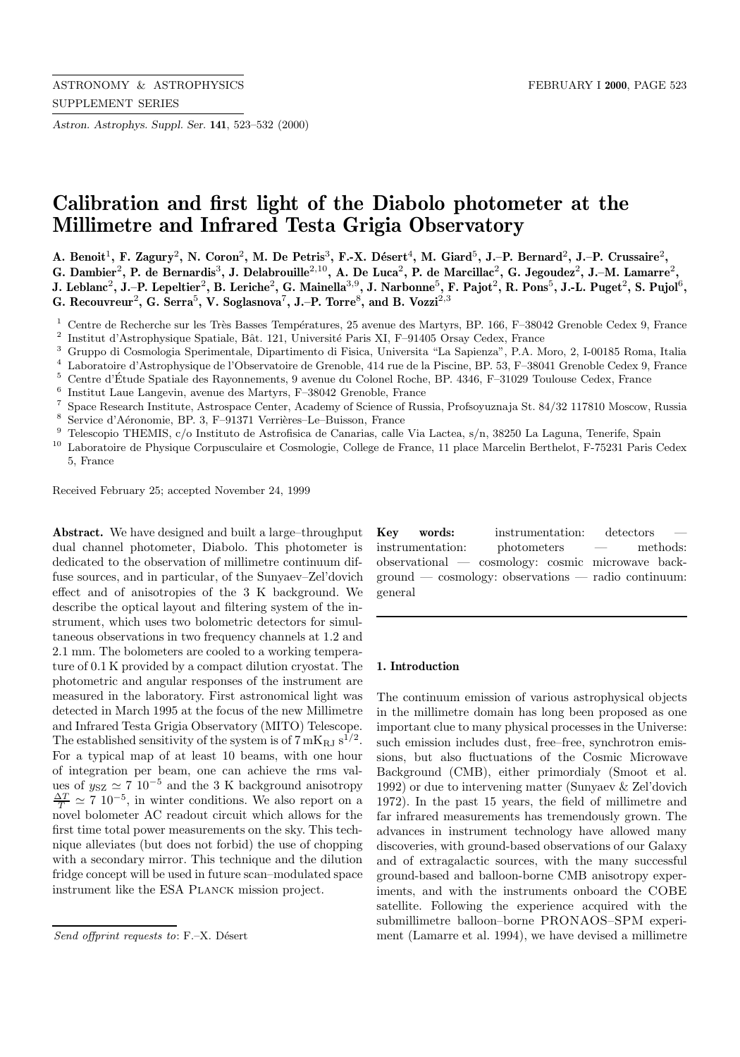# Calibration and first light of the Diabolo photometer at the Millimetre and Infrared Testa Grigia Observatory

**A. Benoit[1], F. Zagury[2], N. Coron[2], M. De Petris[3], F.-X. Désert[4], M. Giard[5], J.–P. Bernard[2], J.–P. Crussaire[2], G. Dambier[2], P. de Bernardis[3], J. Delabrouille[2,10], A. De Luca[2], P. de Marcillac[2], G. Jegoudez[2], J.–M. Lamarre[2], J. Leblanc[2], J.–P. Lepeltier[2], B. Leriche[2], G. Mainella[3,9], J. Narbonne[5], F. Pajot[2], R. Pons[5], J.-L. Puget[2], S. Pujol[6], G. Recouvreur[2], G. Serra[5], V. Soglasnova[7], J.–P. Torre[8], and B. Vozzi[2,3]**

[1] Centre de Recherche sur les Très Basses Températures, 25 avenue des Martyrs, BP. 166, F–38042 Grenoble Cedex 9, France
[2] Institut d'Astrophysique Spatiale, Bât. 121, Université Paris XI, F–91405 Orsay Cedex, France
[3] Gruppo di Cosmologia Sperimentale, Dipartimento di Fisica, Universita "La Sapienza", P.A. Moro, 2, I-00185 Roma, Italia
[4] Laboratoire d'Astrophysique de l'Observatoire de Grenoble, 414 rue de la Piscine, BP. 53, F–38041 Grenoble Cedex 9, France
[5] Centre d'Étude Spatiale des Rayonnements, 9 avenue du Colonel Roche, BP. 4346, F–31029 Toulouse Cedex, France
[6] Institut Laue Langevin, avenue des Martyrs, F–38042 Grenoble, France
[7] Space Research Institute, Astrospace Center, Academy of Science of Russia, Profsoyuznaja St. 84/32 117810 Moscow, Russia
[8] Service d'Aéronomie, BP. 3, F–91371 Verrières–Le–Buisson, France
[9] Telescopio THEMIS, c/o Instituto de Astrofisica de Canarias, calle Via Lactea, s/n, 38250 La Laguna, Tenerife, Spain
[10] Laboratoire de Physique Corpusculaire et Cosmologie, College de France, 11 place Marcelin Berthelot, F-75231 Paris Cedex 5, France

Received February 25; accepted November 24, 1999

**Abstract.** We have designed and built a large–throughput dual channel photometer, Diabolo. This photometer is dedicated to the observation of millimetre continuum diffuse sources, and in particular, of the Sunyaev–Zel'dovich effect and of anisotropies of the 3 K background. We describe the optical layout and filtering system of the instrument, which uses two bolometric detectors for simultaneous observations in two frequency channels at 1.2 and 2.1 mm. The bolometers are cooled to a working temperature of 0.1 K provided by a compact dilution cryostat. The photometric and angular responses of the instrument are measured in the laboratory. First astronomical light was detected in March 1995 at the focus of the new Millimetre and Infrared Testa Grigia Observatory (MITO) Telescope. The established sensitivity of the system is of $7\,\mathrm{mK_{RJ}\,s^{1/2}}$. For a typical map of at least 10 beams, with one hour of integration per beam, one can achieve the rms values of $y_{\rm SZ} \simeq 7\ 10^{-5}$ and the 3 K background anisotropy $\frac{\Delta T}{T} \simeq 7\ 10^{-5}$, in winter conditions. We also report on a novel bolometer AC readout circuit which allows for the first time total power measurements on the sky. This technique alleviates (but does not forbid) the use of chopping with a secondary mirror. This technique and the dilution fridge concept will be used in future scan–modulated space instrument like the ESA Planck mission project.

**Key words:** instrumentation: detectors — instrumentation: photometers — methods: observational — cosmology: cosmic microwave background — cosmology: observations — radio continuum: general

*Send offprint requests to*: F.–X. Désert

## 1. Introduction

The continuum emission of various astrophysical objects in the millimetre domain has long been proposed as one important clue to many physical processes in the Universe: such emission includes dust, free–free, synchrotron emissions, but also fluctuations of the Cosmic Microwave Background (CMB), either primordialy (Smoot et al. 1992) or due to intervening matter (Sunyaev & Zel'dovich 1972). In the past 15 years, the field of millimetre and far infrared measurements has tremendously grown. The advances in instrument technology have allowed many discoveries, with ground-based observations of our Galaxy and of extragalactic sources, with the many successful ground-based and balloon-borne CMB anisotropy experiments, and with the instruments onboard the COBE satellite. Following the experience acquired with the submillimetre balloon–borne PRONAOS–SPM experiment (Lamarre et al. 1994), we have devised a millimetre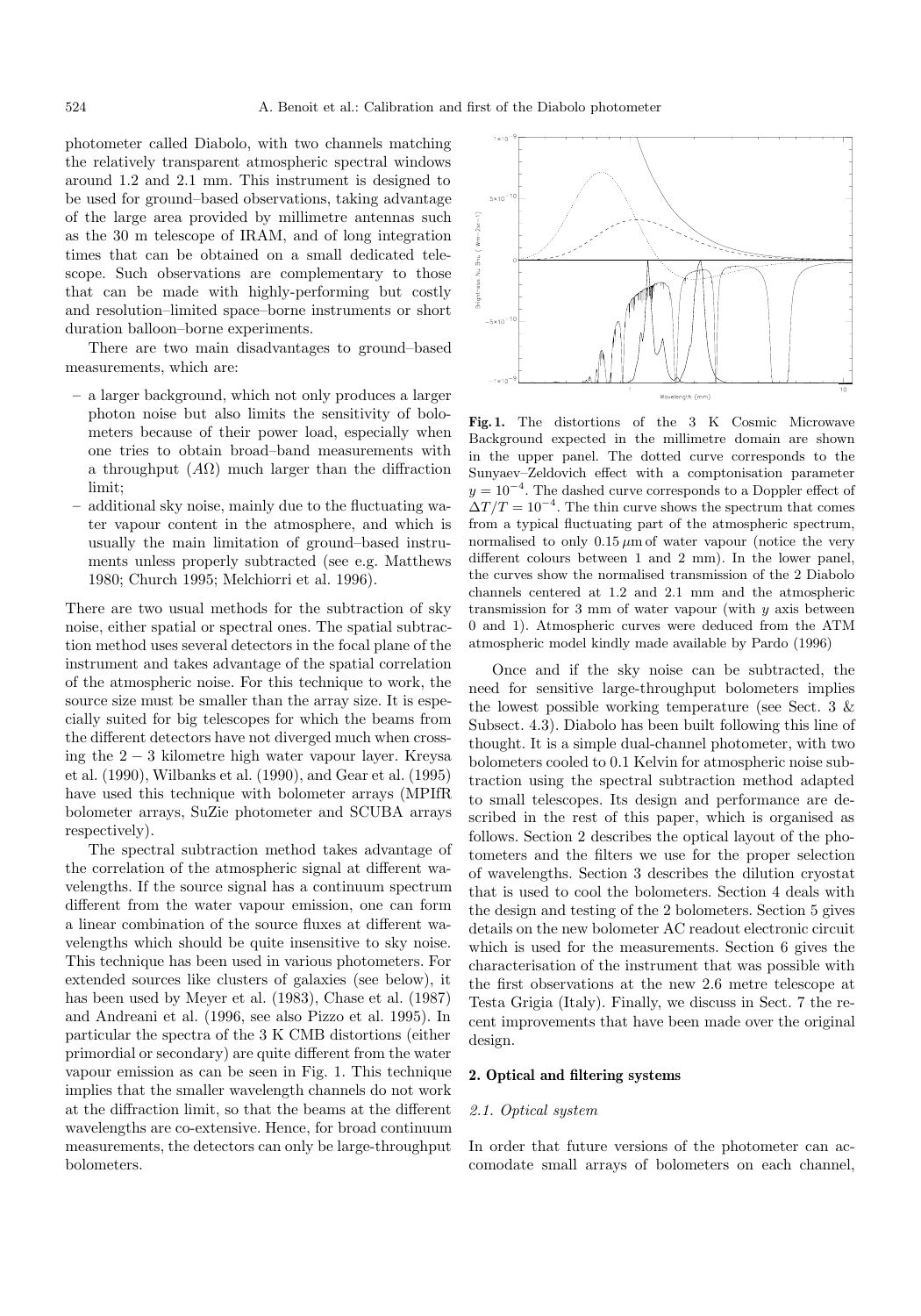photometer called Diabolo, with two channels matching the relatively transparent atmospheric spectral windows around 1.2 and 2.1 mm. This instrument is designed to be used for ground–based observations, taking advantage of the large area provided by millimetre antennas such as the 30 m telescope of IRAM, and of long integration times that can be obtained on a small dedicated telescope. Such observations are complementary to those that can be made with highly-performing but costly and resolution–limited space–borne instruments or short duration balloon–borne experiments.

There are two main disadvantages to ground–based measurements, which are:

- a larger background, which not only produces a larger photon noise but also limits the sensitivity of bolometers because of their power load, especially when one tries to obtain broad–band measurements with a throughput ($A\Omega$) much larger than the diffraction limit;
- additional sky noise, mainly due to the fluctuating water vapour content in the atmosphere, and which is usually the main limitation of ground–based instruments unless properly subtracted (see e.g. Matthews 1980; Church 1995; Melchiorri et al. 1996).

There are two usual methods for the subtraction of sky noise, either spatial or spectral ones. The spatial subtraction method uses several detectors in the focal plane of the instrument and takes advantage of the spatial correlation of the atmospheric noise. For this technique to work, the source size must be smaller than the array size. It is especially suited for big telescopes for which the beams from the different detectors have not diverged much when crossing the $2-3$ kilometre high water vapour layer. Kreysa et al. (1990), Wilbanks et al. (1990), and Gear et al. (1995) have used this technique with bolometer arrays (MPIfR bolometer arrays, SuZie photometer and SCUBA arrays respectively).

The spectral subtraction method takes advantage of the correlation of the atmospheric signal at different wavelengths. If the source signal has a continuum spectrum different from the water vapour emission, one can form a linear combination of the source fluxes at different wavelengths which should be quite insensitive to sky noise. This technique has been used in various photometers. For extended sources like clusters of galaxies (see below), it has been used by Meyer et al. (1983), Chase et al. (1987) and Andreani et al. (1996, see also Pizzo et al. 1995). In particular the spectra of the 3 K CMB distortions (either primordial or secondary) are quite different from the water vapour emission as can be seen in Fig. 1. This technique implies that the smaller wavelength channels do not work at the diffraction limit, so that the beams at the different wavelengths are co-extensive. Hence, for broad continuum measurements, the detectors can only be large-throughput bolometers.

**Fig. 1.** The distortions of the 3 K Cosmic Microwave Background expected in the millimetre domain are shown in the upper panel. The dotted curve corresponds to the Sunyaev–Zeldovich effect with a comptonisation parameter $y = 10^{-4}$. The dashed curve corresponds to a Doppler effect of $\Delta T/T = 10^{-4}$. The thin curve shows the spectrum that comes from a typical fluctuating part of the atmospheric spectrum, normalised to only $0.15\,\mu$m of water vapour (notice the very different colours between 1 and 2 mm). In the lower panel, the curves show the normalised transmission of the 2 Diabolo channels centered at 1.2 and 2.1 mm and the atmospheric transmission for 3 mm of water vapour (with $y$ axis between 0 and 1). Atmospheric curves were deduced from the ATM atmospheric model kindly made available by Pardo (1996)

Once and if the sky noise can be subtracted, the need for sensitive large-throughput bolometers implies the lowest possible working temperature (see Sect. 3 & Subsect. 4.3). Diabolo has been built following this line of thought. It is a simple dual-channel photometer, with two bolometers cooled to 0.1 Kelvin for atmospheric noise subtraction using the spectral subtraction method adapted to small telescopes. Its design and performance are described in the rest of this paper, which is organised as follows. Section 2 describes the optical layout of the photometers and the filters we use for the proper selection of wavelengths. Section 3 describes the dilution cryostat that is used to cool the bolometers. Section 4 deals with the design and testing of the 2 bolometers. Section 5 gives details on the new bolometer AC readout electronic circuit which is used for the measurements. Section 6 gives the characterisation of the instrument that was possible with the first observations at the new 2.6 metre telescope at Testa Grigia (Italy). Finally, we discuss in Sect. 7 the recent improvements that have been made over the original design.

## 2. Optical and filtering systems

### 2.1. Optical system

In order that future versions of the photometer can accomodate small arrays of bolometers on each channel,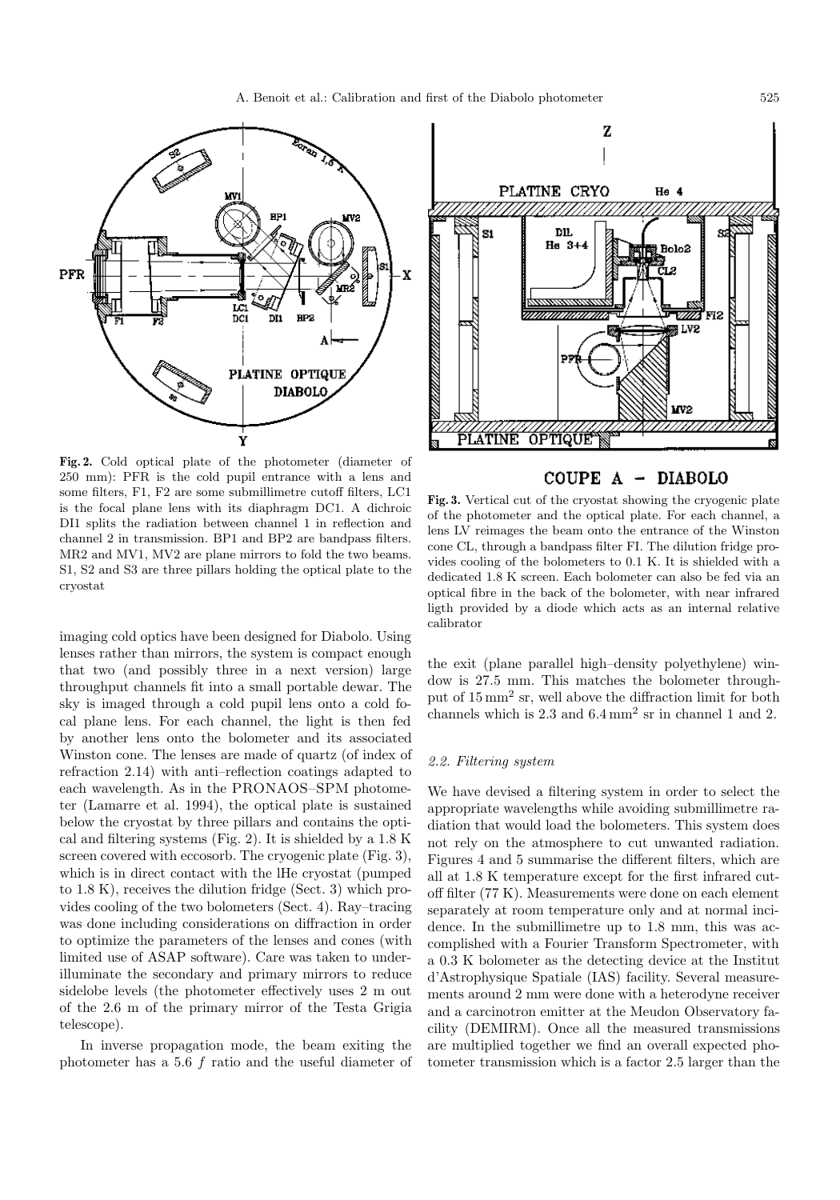**Fig. 2.** Cold optical plate of the photometer (diameter of 250 mm): PFR is the cold pupil entrance with a lens and some filters, F1, F2 are some submillimetre cutoff filters, LC1 is the focal plane lens with its diaphragm DC1. A dichroic DI1 splits the radiation between channel 1 in reflection and channel 2 in transmission. BP1 and BP2 are bandpass filters. MR2 and MV1, MV2 are plane mirrors to fold the two beams. S1, S2 and S3 are three pillars holding the optical plate to the cryostat

**Fig. 3.** Vertical cut of the cryostat showing the cryogenic plate of the photometer and the optical plate. For each channel, a lens LV reimages the beam onto the entrance of the Winston cone CL, through a bandpass filter FI. The dilution fridge provides cooling of the bolometers to 0.1 K. It is shielded with a dedicated 1.8 K screen. Each bolometer can also be fed via an optical fibre in the back of the bolometer, with near infrared ligth provided by a diode which acts as an internal relative calibrator

imaging cold optics have been designed for Diabolo. Using lenses rather than mirrors, the system is compact enough that two (and possibly three in a next version) large throughput channels fit into a small portable dewar. The sky is imaged through a cold pupil lens onto a cold focal plane lens. For each channel, the light is then fed by another lens onto the bolometer and its associated Winston cone. The lenses are made of quartz (of index of refraction 2.14) with anti–reflection coatings adapted to each wavelength. As in the PRONAOS–SPM photometer (Lamarre et al. 1994), the optical plate is sustained below the cryostat by three pillars and contains the optical and filtering systems (Fig. 2). It is shielded by a 1.8 K screen covered with eccosorb. The cryogenic plate (Fig. 3), which is in direct contact with the lHe cryostat (pumped to 1.8 K), receives the dilution fridge (Sect. 3) which provides cooling of the two bolometers (Sect. 4). Ray–tracing was done including considerations on diffraction in order to optimize the parameters of the lenses and cones (with limited use of ASAP software). Care was taken to under-illuminate the secondary and primary mirrors to reduce sidelobe levels (the photometer effectively uses 2 m out of the 2.6 m of the primary mirror of the Testa Grigia telescope).

In inverse propagation mode, the beam exiting the photometer has a 5.6 $f$ ratio and the useful diameter of the exit (plane parallel high–density polyethylene) window is 27.5 mm. This matches the bolometer throughput of 15 $\mathrm{mm}^2$ sr, well above the diffraction limit for both channels which is 2.3 and 6.4 $\mathrm{mm}^2$ sr in channel 1 and 2.

### 2.2. Filtering system

We have devised a filtering system in order to select the appropriate wavelengths while avoiding submillimetre radiation that would load the bolometers. This system does not rely on the atmosphere to cut unwanted radiation. Figures 4 and 5 summarise the different filters, which are all at 1.8 K temperature except for the first infrared cutoff filter (77 K). Measurements were done on each element separately at room temperature only and at normal incidence. In the submillimetre up to 1.8 mm, this was accomplished with a Fourier Transform Spectrometer, with a 0.3 K bolometer as the detecting device at the Institut d'Astrophysique Spatiale (IAS) facility. Several measurements around 2 mm were done with a heterodyne receiver and a carcinotron emitter at the Meudon Observatory facility (DEMIRM). Once all the measured transmissions are multiplied together we find an overall expected photometer transmission which is a factor 2.5 larger than the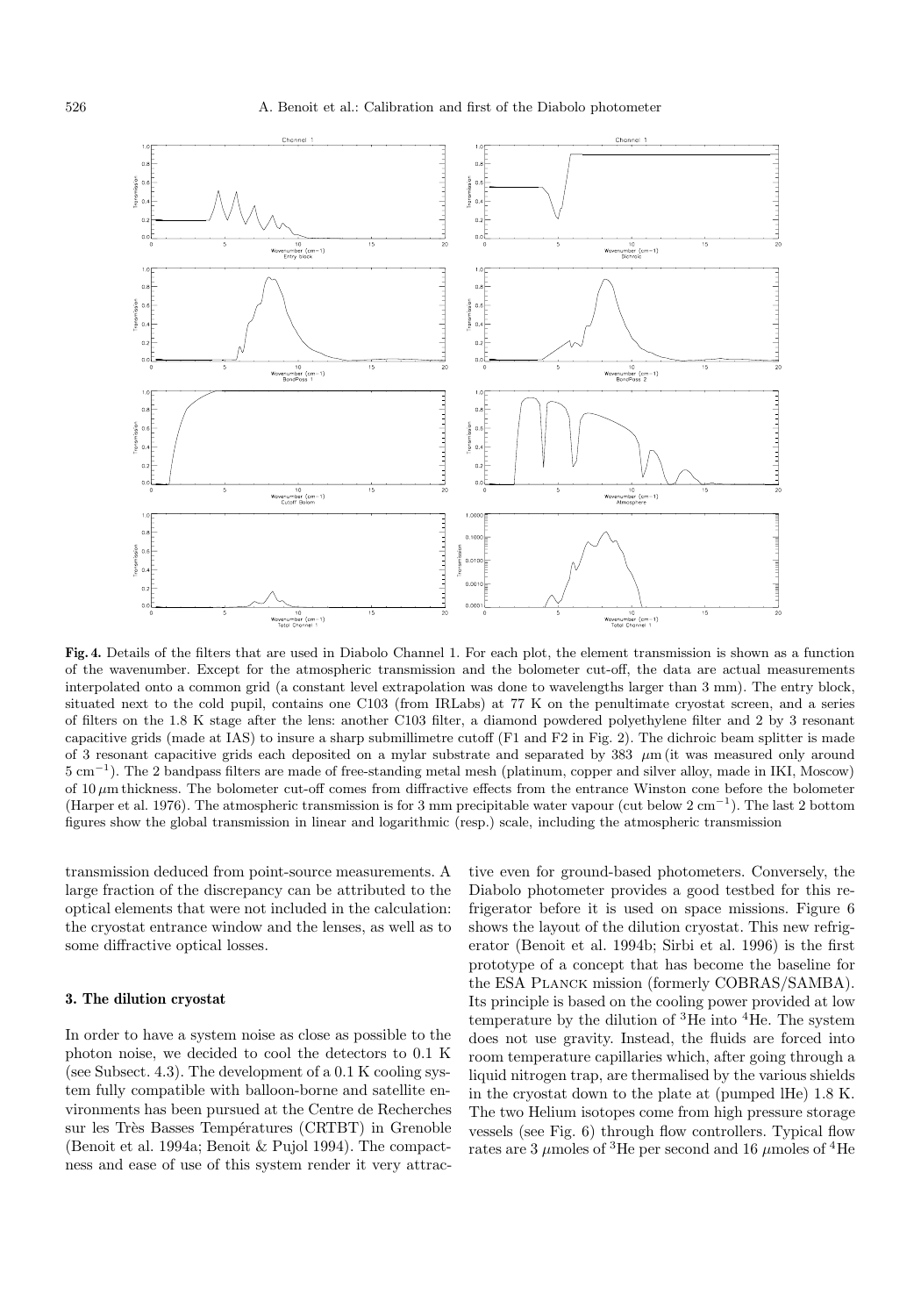**Fig. 4.** Details of the filters that are used in Diabolo Channel 1. For each plot, the element transmission is shown as a function of the wavenumber. Except for the atmospheric transmission and the bolometer cut-off, the data are actual measurements interpolated onto a common grid (a constant level extrapolation was done to wavelengths larger than 3 mm). The entry block, situated next to the cold pupil, contains one C103 (from IRLabs) at 77 K on the penultimate cryostat screen, and a series of filters on the 1.8 K stage after the lens: another C103 filter, a diamond powdered polyethylene filter and 2 by 3 resonant capacitive grids (made at IAS) to insure a sharp submillimetre cutoff (F1 and F2 in Fig. 2). The dichroic beam splitter is made of 3 resonant capacitive grids each deposited on a mylar substrate and separated by 383 $\mu$m (it was measured only around 5 cm$^{-1}$). The 2 bandpass filters are made of free-standing metal mesh (platinum, copper and silver alloy, made in IKI, Moscow) of 10 $\mu$m thickness. The bolometer cut-off comes from diffractive effects from the entrance Winston cone before the bolometer (Harper et al. 1976). The atmospheric transmission is for 3 mm precipitable water vapour (cut below 2 cm$^{-1}$). The last 2 bottom figures show the global transmission in linear and logarithmic (resp.) scale, including the atmospheric transmission

transmission deduced from point-source measurements. A large fraction of the discrepancy can be attributed to the optical elements that were not included in the calculation: the cryostat entrance window and the lenses, as well as to some diffractive optical losses.

### 3. The dilution cryostat

In order to have a system noise as close as possible to the photon noise, we decided to cool the detectors to 0.1 K (see Subsect. 4.3). The development of a 0.1 K cooling system fully compatible with balloon-borne and satellite environments has been pursued at the Centre de Recherches sur les Très Basses Températures (CRTBT) in Grenoble (Benoit et al. 1994a; Benoit & Pujol 1994). The compactness and ease of use of this system render it very attractive even for ground-based photometers. Conversely, the Diabolo photometer provides a good testbed for this refrigerator before it is used on space missions. Figure 6 shows the layout of the dilution cryostat. This new refrigerator (Benoit et al. 1994b; Sirbi et al. 1996) is the first prototype of a concept that has become the baseline for the ESA Planck mission (formerly COBRAS/SAMBA). Its principle is based on the cooling power provided at low temperature by the dilution of $^3$He into $^4$He. The system does not use gravity. Instead, the fluids are forced into room temperature capillaries which, after going through a liquid nitrogen trap, are thermalised by the various shields in the cryostat down to the plate at (pumped lHe) 1.8 K. The two Helium isotopes come from high pressure storage vessels (see Fig. 6) through flow controllers. Typical flow rates are 3 $\mu$moles of $^3$He per second and 16 $\mu$moles of $^4$He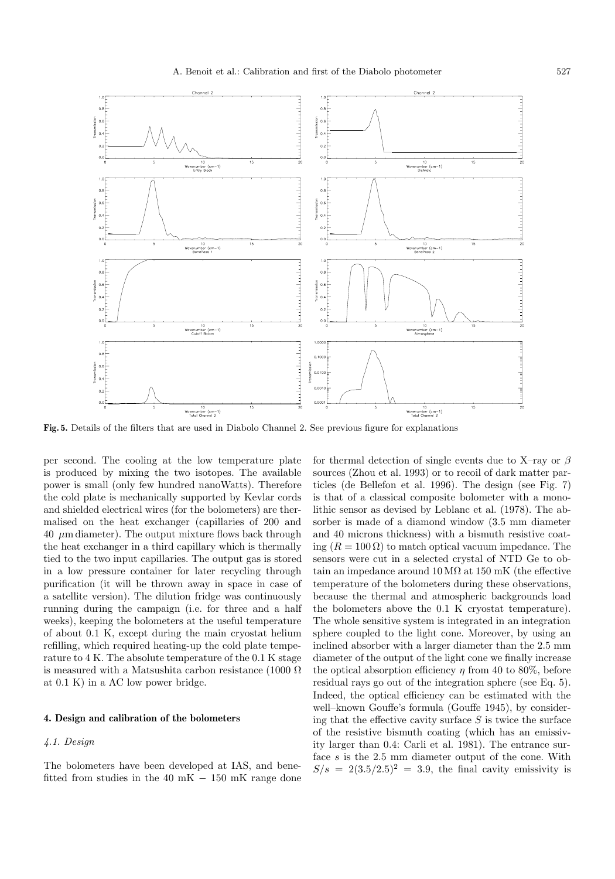Fig. 5. Details of the filters that are used in Diabolo Channel 2. See previous figure for explanations

per second. The cooling at the low temperature plate is produced by mixing the two isotopes. The available power is small (only few hundred nanoWatts). Therefore the cold plate is mechanically supported by Kevlar cords and shielded electrical wires (for the bolometers) are thermalised on the heat exchanger (capillaries of 200 and 40 $\mu$m diameter). The output mixture flows back through the heat exchanger in a third capillary which is thermally tied to the two input capillaries. The output gas is stored in a low pressure container for later recycling through purification (it will be thrown away in space in case of a satellite version). The dilution fridge was continuously running during the campaign (i.e. for three and a half weeks), keeping the bolometers at the useful temperature of about 0.1 K, except during the main cryostat helium refilling, which required heating-up the cold plate temperature to 4 K. The absolute temperature of the 0.1 K stage is measured with a Matsushita carbon resistance (1000 $\Omega$ at 0.1 K) in a AC low power bridge.

## 4. Design and calibration of the bolometers

### 4.1. Design

The bolometers have been developed at IAS, and benefitted from studies in the 40 mK $-$ 150 mK range done for thermal detection of single events due to X–ray or $\beta$ sources (Zhou et al. 1993) or to recoil of dark matter particles (de Bellefon et al. 1996). The design (see Fig. 7) is that of a classical composite bolometer with a monolithic sensor as devised by Leblanc et al. (1978). The absorber is made of a diamond window (3.5 mm diameter and 40 microns thickness) with a bismuth resistive coating ($R = 100\,\Omega$) to match optical vacuum impedance. The sensors were cut in a selected crystal of NTD Ge to obtain an impedance around $10\,\mathrm{M}\Omega$ at 150 mK (the effective temperature of the bolometers during these observations, because the thermal and atmospheric backgrounds load the bolometers above the 0.1 K cryostat temperature). The whole sensitive system is integrated in an integration sphere coupled to the light cone. Moreover, by using an inclined absorber with a larger diameter than the 2.5 mm diameter of the output of the light cone we finally increase the optical absorption efficiency $\eta$ from 40 to 80%, before residual rays go out of the integration sphere (see Eq. 5). Indeed, the optical efficiency can be estimated with the well–known Gouffe's formula (Gouffe 1945), by considering that the effective cavity surface $S$ is twice the surface of the resistive bismuth coating (which has an emissivity larger than 0.4: Carli et al. 1981). The entrance surface $s$ is the 2.5 mm diameter output of the cone. With $S/s = 2(3.5/2.5)^2 = 3.9$, the final cavity emissivity is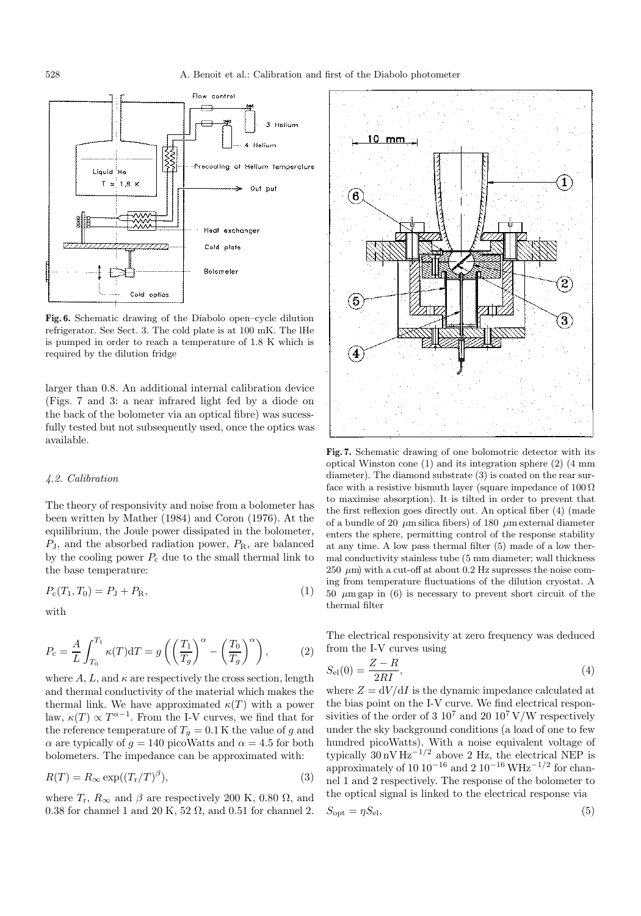**Fig. 6.** Schematic drawing of the Diabolo open–cycle dilution refrigerator. See Sect. 3. The cold plate is at 100 mK. The lHe is pumped in order to reach a temperature of 1.8 K which is required by the dilution fridge

larger than 0.8. An additional internal calibration device (Figs. 7 and 3: a near infrared light fed by a diode on the back of the bolometer via an optical fibre) was sucessfully tested but not subsequently used, once the optics was available.

### 4.2. Calibration

The theory of responsivity and noise from a bolometer has been written by Mather (1984) and Coron (1976). At the equilibrium, the Joule power dissipated in the bolometer, $P_{\rm J}$, and the absorbed radiation power, $P_{\rm R}$, are balanced by the cooling power $P_{\rm c}$ due to the small thermal link to the base temperature:

$$P_{\rm c}(T_1,T_0) = P_{\rm J} + P_{\rm R}, \tag{1}$$

with

$$P_{\rm c} = \frac{A}{L}\int_{T_0}^{T_1}\kappa(T){\rm d}T = g\left(\left(\frac{T_1}{T_g}\right)^{\alpha} - \left(\frac{T_0}{T_g}\right)^{\alpha}\right), \tag{2}$$

where $A$, $L$, and $\kappa$ are respectively the cross section, length and thermal conductivity of the material which makes the thermal link. We have approximated $\kappa(T)$ with a power law, $\kappa(T) \propto T^{\alpha-1}$. From the I-V curves, we find that for the reference temperature of $T_g = 0.1$ K the value of $g$ and $\alpha$ are typically of $g = 140$ picoWatts and $\alpha = 4.5$ for both bolometers. The impedance can be approximated with:

$$R(T) = R_{\infty}\exp((T_{\rm r}/T)^{\beta}), \tag{3}$$

where $T_{\rm r}$, $R_{\infty}$ and $\beta$ are respectively 200 K, 0.80 Ω, and 0.38 for channel 1 and 20 K, 52 Ω, and 0.51 for channel 2.

**Fig. 7.** Schematic drawing of one bolomotric detector with its optical Winston cone (1) and its integration sphere (2) (4 mm diameter). The diamond substrate (3) is coated on the rear surface with a resistive bismuth layer (square impedance of 100 Ω to maximise absorption). It is tilted in order to prevent that the first reflexion goes directly out. An optical fiber (4) (made of a bundle of 20 $\mu$m silica fibers) of 180 $\mu$m external diameter enters the sphere, permitting control of the response stability at any time. A low pass thermal filter (5) made of a low thermal conductivity stainless tube (5 mm diameter; wall thickness 250 $\mu$m) with a cut-off at about 0.2 Hz supresses the noise coming from temperature fluctuations of the dilution cryostat. A 50 $\mu$m gap in (6) is necessary to prevent short circuit of the thermal filter

The electrical responsivity at zero frequency was deduced from the I-V curves using

$$S_{\rm el}(0) = \frac{Z - R}{2RI}, \tag{4}$$

where $Z = {\rm d}V/{\rm d}I$ is the dynamic impedance calculated at the bias point on the I-V curve. We find electrical responsivities of the order of 3 $10^7$ and 20 $10^7$ V/W respectively under the sky background conditions (a load of one to few hundred picoWatts). With a noise equivalent voltage of typically 30 nV Hz$^{-1/2}$ above 2 Hz, the electrical NEP is approximately of 10 $10^{-16}$ and 2 $10^{-16}$ WHz$^{-1/2}$ for channel 1 and 2 respectively. The response of the bolometer to the optical signal is linked to the electrical response via

$$S_{\rm opt} = \eta S_{\rm el}, \tag{5}$$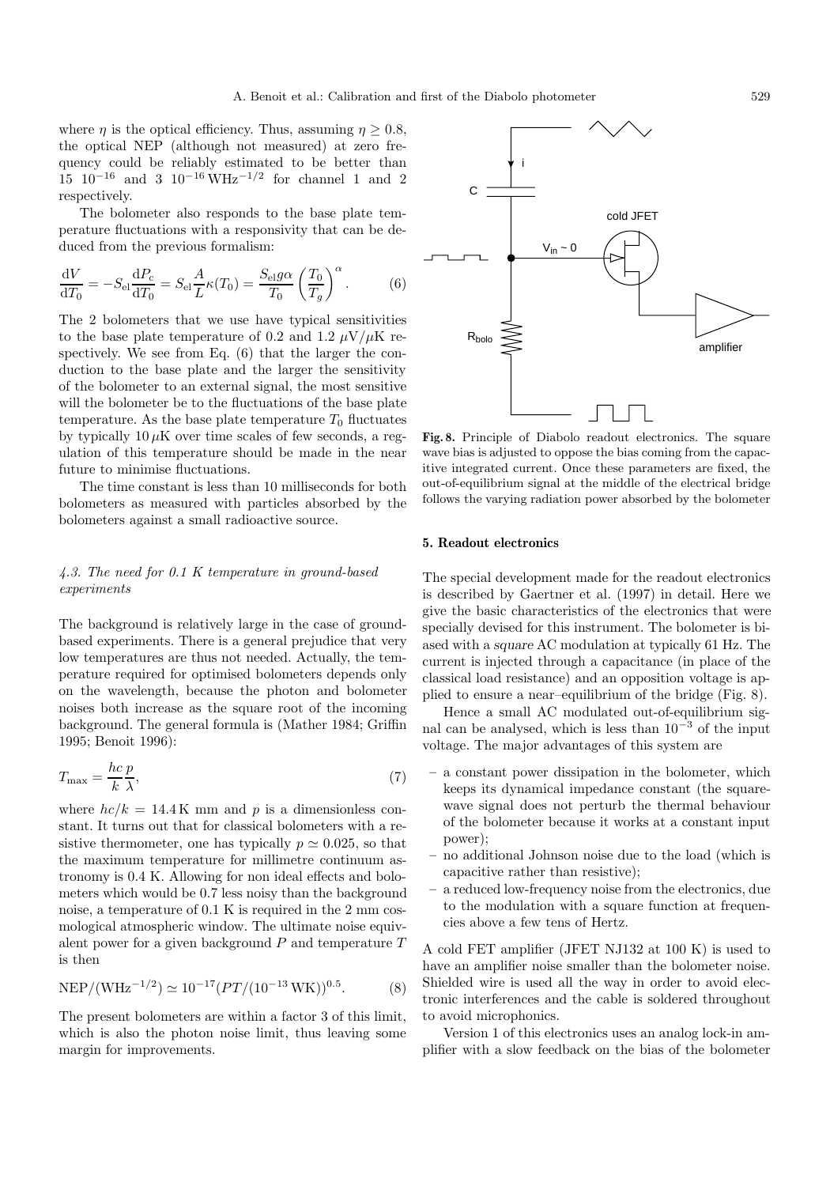where $\eta$ is the optical efficiency. Thus, assuming $\eta \geq 0.8$, the optical NEP (although not measured) at zero frequency could be reliably estimated to be better than $15\ 10^{-16}$ and $3\ 10^{-16}\,\mathrm{WHz}^{-1/2}$ for channel 1 and 2 respectively.

The bolometer also responds to the base plate temperature fluctuations with a responsivity that can be deduced from the previous formalism:

$$\frac{\mathrm{d}V}{\mathrm{d}T_0} = -S_{\mathrm{el}}\frac{\mathrm{d}P_{\mathrm{c}}}{\mathrm{d}T_0} = S_{\mathrm{el}}\frac{A}{L}\kappa(T_0) = \frac{S_{\mathrm{el}}g\alpha}{T_0}\left(\frac{T_0}{T_g}\right)^{\alpha}. \quad (6)$$

The 2 bolometers that we use have typical sensitivities to the base plate temperature of 0.2 and 1.2 $\mu$V/$\mu$K respectively. We see from Eq. (6) that the larger the conduction to the base plate and the larger the sensitivity of the bolometer to an external signal, the most sensitive will the bolometer be to the fluctuations of the base plate temperature. As the base plate temperature $T_0$ fluctuates by typically $10\,\mu$K over time scales of few seconds, a regulation of this temperature should be made in the near future to minimise fluctuations.

The time constant is less than 10 milliseconds for both bolometers as measured with particles absorbed by the bolometers against a small radioactive source.

### 4.3. The need for 0.1 K temperature in ground-based experiments

The background is relatively large in the case of ground-based experiments. There is a general prejudice that very low temperatures are thus not needed. Actually, the temperature required for optimised bolometers depends only on the wavelength, because the photon and bolometer noises both increase as the square root of the incoming background. The general formula is (Mather 1984; Griffin 1995; Benoit 1996):

$$T_{\max} = \frac{hc}{k}\frac{p}{\lambda}, \quad (7)$$

where $hc/k = 14.4$ K mm and $p$ is a dimensionless constant. It turns out that for classical bolometers with a resistive thermometer, one has typically $p \simeq 0.025$, so that the maximum temperature for millimetre continuum astronomy is 0.4 K. Allowing for non ideal effects and bolometers which would be 0.7 less noisy than the background noise, a temperature of 0.1 K is required in the 2 mm cosmological atmospheric window. The ultimate noise equivalent power for a given background $P$ and temperature $T$ is then

$$\mathrm{NEP}/(\mathrm{WHz}^{-1/2}) \simeq 10^{-17}(PT/(10^{-13}\,\mathrm{WK}))^{0.5}. \quad (8)$$

The present bolometers are within a factor 3 of this limit, which is also the photon noise limit, thus leaving some margin for improvements.

**Fig. 8.** Principle of Diabolo readout electronics. The square wave bias is adjusted to oppose the bias coming from the capacitive integrated current. Once these parameters are fixed, the out-of-equilibrium signal at the middle of the electrical bridge follows the varying radiation power absorbed by the bolometer

## 5. Readout electronics

The special development made for the readout electronics is described by Gaertner et al. (1997) in detail. Here we give the basic characteristics of the electronics that were specially devised for this instrument. The bolometer is biased with a *square* AC modulation at typically 61 Hz. The current is injected through a capacitance (in place of the classical load resistance) and an opposition voltage is applied to ensure a near–equilibrium of the bridge (Fig. 8).

Hence a small AC modulated out-of-equilibrium signal can be analysed, which is less than $10^{-3}$ of the input voltage. The major advantages of this system are

- a constant power dissipation in the bolometer, which keeps its dynamical impedance constant (the square-wave signal does not perturb the thermal behaviour of the bolometer because it works at a constant input power);
- no additional Johnson noise due to the load (which is capacitive rather than resistive);
- a reduced low-frequency noise from the electronics, due to the modulation with a square function at frequencies above a few tens of Hertz.

A cold FET amplifier (JFET NJ132 at 100 K) is used to have an amplifier noise smaller than the bolometer noise. Shielded wire is used all the way in order to avoid electronic interferences and the cable is soldered throughout to avoid microphonics.

Version 1 of this electronics uses an analog lock-in amplifier with a slow feedback on the bias of the bolometer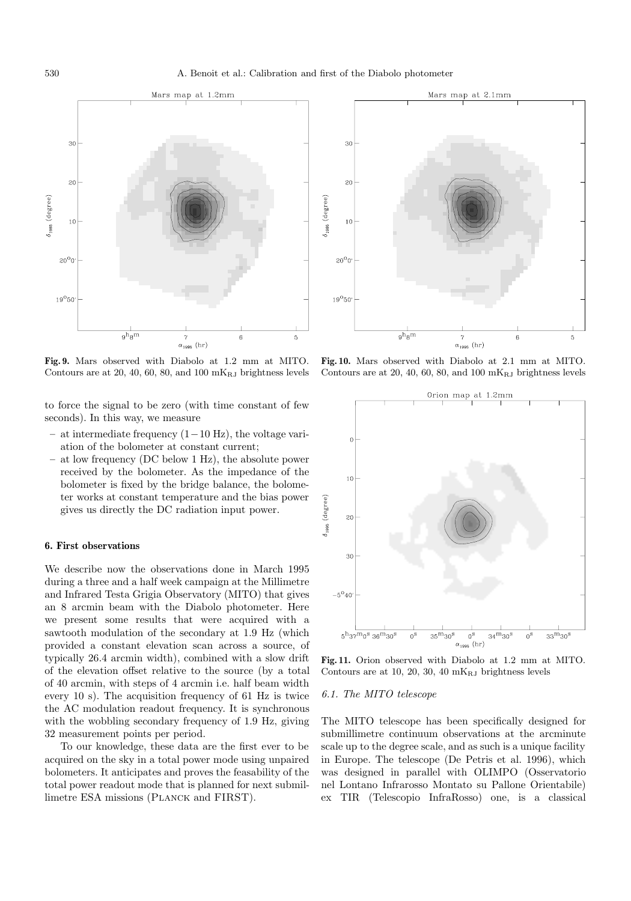**Fig. 9.** Mars observed with Diabolo at 1.2 mm at MITO. Contours are at 20, 40, 60, 80, and 100 $mK_{RJ}$ brightness levels

**Fig. 10.** Mars observed with Diabolo at 2.1 mm at MITO. Contours are at 20, 40, 60, 80, and 100 $mK_{RJ}$ brightness levels

to force the signal to be zero (with time constant of few seconds). In this way, we measure

- at intermediate frequency ($1-10$ Hz), the voltage variation of the bolometer at constant current;
- at low frequency (DC below 1 Hz), the absolute power received by the bolometer. As the impedance of the bolometer is fixed by the bridge balance, the bolometer works at constant temperature and the bias power gives us directly the DC radiation input power.

## 6. First observations

We describe now the observations done in March 1995 during a three and a half week campaign at the Millimetre and Infrared Testa Grigia Observatory (MITO) that gives an 8 arcmin beam with the Diabolo photometer. Here we present some results that were acquired with a sawtooth modulation of the secondary at 1.9 Hz (which provided a constant elevation scan across a source, of typically 26.4 arcmin width), combined with a slow drift of the elevation offset relative to the source (by a total of 40 arcmin, with steps of 4 arcmin i.e. half beam width every 10 s). The acquisition frequency of 61 Hz is twice the AC modulation readout frequency. It is synchronous with the wobbling secondary frequency of 1.9 Hz, giving 32 measurement points per period.

To our knowledge, these data are the first ever to be acquired on the sky in a total power mode using unpaired bolometers. It anticipates and proves the feasability of the total power readout mode that is planned for next submillimetre ESA missions (Planck and FIRST).

**Fig. 11.** Orion observed with Diabolo at 1.2 mm at MITO. Contours are at 10, 20, 30, 40 $mK_{RJ}$ brightness levels

### 6.1. The MITO telescope

The MITO telescope has been specifically designed for submillimetre continuum observations at the arcminute scale up to the degree scale, and as such is a unique facility in Europe. The telescope (De Petris et al. 1996), which was designed in parallel with OLIMPO (Osservatorio nel Lontano Infrarosso Montato su Pallone Orientabile) ex TIR (Telescopio InfraRosso) one, is a classical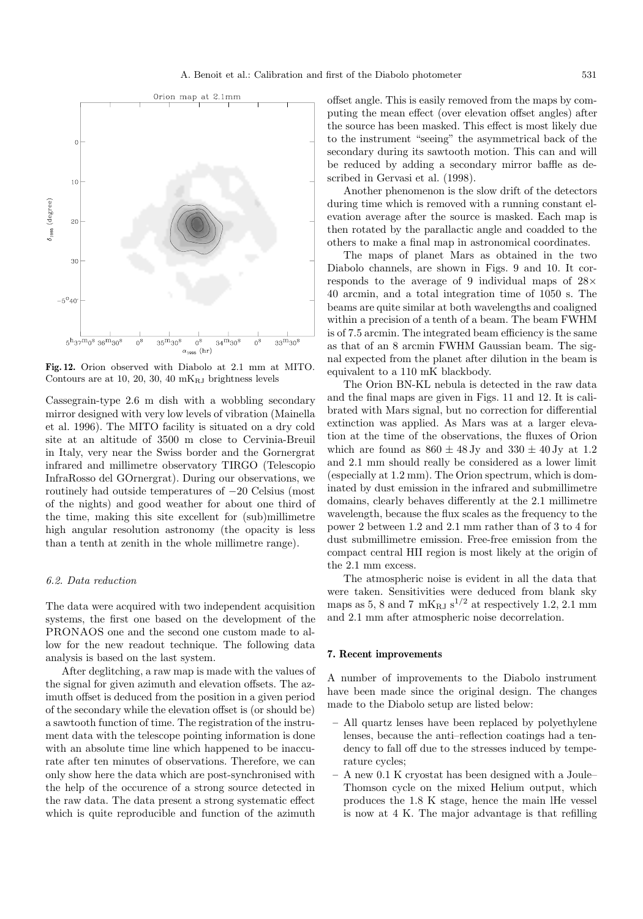**Fig. 12.** Orion observed with Diabolo at 2.1 mm at MITO. Contours are at 10, 20, 30, 40 $mK_{RJ}$ brightness levels

Cassegrain-type 2.6 m dish with a wobbling secondary mirror designed with very low levels of vibration (Mainella et al. 1996). The MITO facility is situated on a dry cold site at an altitude of 3500 m close to Cervinia-Breuil in Italy, very near the Swiss border and the Gornergrat infrared and millimetre observatory TIRGO (Telescopio InfraRosso del GOrnergrat). During our observations, we routinely had outside temperatures of −20 Celsius (most of the nights) and good weather for about one third of the time, making this site excellent for (sub)millimetre high angular resolution astronomy (the opacity is less than a tenth at zenith in the whole millimetre range).

### 6.2. Data reduction

The data were acquired with two independent acquisition systems, the first one based on the development of the PRONAOS one and the second one custom made to allow for the new readout technique. The following data analysis is based on the last system.

After deglitching, a raw map is made with the values of the signal for given azimuth and elevation offsets. The azimuth offset is deduced from the position in a given period of the secondary while the elevation offset is (or should be) a sawtooth function of time. The registration of the instrument data with the telescope pointing information is done with an absolute time line which happened to be inaccurate after ten minutes of observations. Therefore, we can only show here the data which are post-synchronised with the help of the occurence of a strong source detected in the raw data. The data present a strong systematic effect which is quite reproducible and function of the azimuth offset angle. This is easily removed from the maps by computing the mean effect (over elevation offset angles) after the source has been masked. This effect is most likely due to the instrument "seeing" the asymmetrical back of the secondary during its sawtooth motion. This can and will be reduced by adding a secondary mirror baffle as described in Gervasi et al. (1998).

Another phenomenon is the slow drift of the detectors during time which is removed with a running constant elevation average after the source is masked. Each map is then rotated by the parallactic angle and coadded to the others to make a final map in astronomical coordinates.

The maps of planet Mars as obtained in the two Diabolo channels, are shown in Figs. 9 and 10. It corresponds to the average of 9 individual maps of 28× 40 arcmin, and a total integration time of 1050 s. The beams are quite similar at both wavelengths and coaligned within a precision of a tenth of a beam. The beam FWHM is of 7.5 arcmin. The integrated beam efficiency is the same as that of an 8 arcmin FWHM Gaussian beam. The signal expected from the planet after dilution in the beam is equivalent to a 110 mK blackbody.

The Orion BN-KL nebula is detected in the raw data and the final maps are given in Figs. 11 and 12. It is calibrated with Mars signal, but no correction for differential extinction was applied. As Mars was at a larger elevation at the time of the observations, the fluxes of Orion which are found as $860 \pm 48$ Jy and $330 \pm 40$ Jy at 1.2 and 2.1 mm should really be considered as a lower limit (especially at 1.2 mm). The Orion spectrum, which is dominated by dust emission in the infrared and submillimetre domains, clearly behaves differently at the 2.1 millimetre wavelength, because the flux scales as the frequency to the power 2 between 1.2 and 2.1 mm rather than of 3 to 4 for dust submillimetre emission. Free-free emission from the compact central HII region is most likely at the origin of the 2.1 mm excess.

The atmospheric noise is evident in all the data that were taken. Sensitivities were deduced from blank sky maps as 5, 8 and 7 $mK_{RJ}\,s^{1/2}$ at respectively 1.2, 2.1 mm and 2.1 mm after atmospheric noise decorrelation.

## 7. Recent improvements

A number of improvements to the Diabolo instrument have been made since the original design. The changes made to the Diabolo setup are listed below:

- All quartz lenses have been replaced by polyethylene lenses, because the anti–reflection coatings had a tendency to fall off due to the stresses induced by temperature cycles;
- A new 0.1 K cryostat has been designed with a Joule–Thomson cycle on the mixed Helium output, which produces the 1.8 K stage, hence the main lHe vessel is now at 4 K. The major advantage is that refilling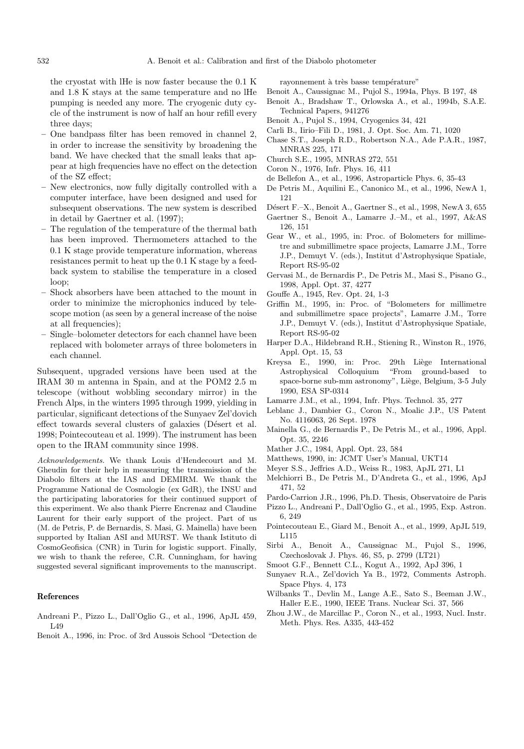the cryostat with lHe is now faster because the 0.1 K and 1.8 K stays at the same temperature and no lHe pumping is needed any more. The cryogenic duty cycle of the instrument is now of half an hour refill every three days;
- One bandpass filter has been removed in channel 2, in order to increase the sensitivity by broadening the band. We have checked that the small leaks that appear at high frequencies have no effect on the detection of the SZ effect;
- New electronics, now fully digitally controlled with a computer interface, have been designed and used for subsequent observations. The new system is described in detail by Gaertner et al. (1997);
- The regulation of the temperature of the thermal bath has been improved. Thermometers attached to the 0.1 K stage provide temperature information, whereas resistances permit to heat up the 0.1 K stage by a feedback system to stabilise the temperature in a closed loop;
- Shock absorbers have been attached to the mount in order to minimize the microphonics induced by telescope motion (as seen by a general increase of the noise at all frequencies);
- Single–bolometer detectors for each channel have been replaced with bolometer arrays of three bolometers in each channel.

Subsequent, upgraded versions have been used at the IRAM 30 m antenna in Spain, and at the POM2 2.5 m telescope (without wobbling secondary mirror) in the French Alps, in the winters 1995 through 1999, yielding in particular, significant detections of the Sunyaev Zel'dovich effect towards several clusters of galaxies (Désert et al. 1998; Pointecouteau et al. 1999). The instrument has been open to the IRAM community since 1998.

*Acknowledgements.* We thank Louis d'Hendecourt and M. Gheudin for their help in measuring the transmission of the Diabolo filters at the IAS and DEMIRM. We thank the Programme National de Cosmologie (ex GdR), the INSU and the participating laboratories for their continued support of this experiment. We also thank Pierre Encrenaz and Claudine Laurent for their early support of the project. Part of us (M. de Petris, P. de Bernardis, S. Masi, G. Mainella) have been supported by Italian ASI and MURST. We thank Istituto di CosmoGeofisica (CNR) in Turin for logistic support. Finally, we wish to thank the referee, C.R. Cunningham, for having suggested several significant improvements to the manuscript.

## References

Andreani P., Pizzo L., Dall'Oglio G., et al., 1996, ApJL 459, L49

Benoit A., 1996, in: Proc. of 3rd Aussois School "Detection de rayonnement à très basse température"

Benoit A., Caussignac M., Pujol S., 1994a, Phys. B 197, 48

Benoit A., Bradshaw T., Orlowska A., et al., 1994b, S.A.E. Technical Papers, 941276

Benoit A., Pujol S., 1994, Cryogenics 34, 421

Carli B., Iirio–Fili D., 1981, J. Opt. Soc. Am. 71, 1020

Chase S.T., Joseph R.D., Robertson N.A., Ade P.A.R., 1987, MNRAS 225, 171

Church S.E., 1995, MNRAS 272, 551

Coron N., 1976, Infr. Phys. 16, 411

de Bellefon A., et al., 1996, Astroparticle Phys. 6, 35-43

De Petris M., Aquilini E., Canonico M., et al., 1996, NewA 1, 121

Désert F.–X., Benoit A., Gaertner S., et al., 1998, NewA 3, 655

Gaertner S., Benoit A., Lamarre J.–M., et al., 1997, A&AS 126, 151

Gear W., et al., 1995, in: Proc. of Bolometers for millimetre and submillimetre space projects, Lamarre J.M., Torre J.P., Demuyt V. (eds.), Institut d'Astrophysique Spatiale, Report RS-95-02

Gervasi M., de Bernardis P., De Petris M., Masi S., Pisano G., 1998, Appl. Opt. 37, 4277

Gouffe A., 1945, Rev. Opt. 24, 1-3

Griffin M., 1995, in: Proc. of "Bolometers for millimetre and submillimetre space projects", Lamarre J.M., Torre J.P., Demuyt V. (eds.), Institut d'Astrophysique Spatiale, Report RS-95-02

Harper D.A., Hildebrand R.H., Stiening R., Winston R., 1976, Appl. Opt. 15, 53

Kreysa E., 1990, in: Proc. 29th Liège International Astrophysical Colloquium "From ground-based to space-borne sub-mm astronomy", Liège, Belgium, 3-5 July 1990, ESA SP-0314

Lamarre J.M., et al., 1994, Infr. Phys. Technol. 35, 277

Leblanc J., Dambier G., Coron N., Moalic J.P., US Patent No. 4116063, 26 Sept. 1978

Mainella G., de Bernardis P., De Petris M., et al., 1996, Appl. Opt. 35, 2246

Mather J.C., 1984, Appl. Opt. 23, 584

Matthews, 1990, in: JCMT User's Manual, UKT14

Meyer S.S., Jeffries A.D., Weiss R., 1983, ApJL 271, L1

Melchiorri B., De Petris M., D'Andreta G., et al., 1996, ApJ 471, 52

Pardo-Carrion J.R., 1996, Ph.D. Thesis, Observatoire de Paris

Pizzo L., Andreani P., Dall'Oglio G., et al., 1995, Exp. Astron. 6, 249

Pointecouteau E., Giard M., Benoit A., et al., 1999, ApJL 519, L115

Sirbi A., Benoit A., Caussignac M., Pujol S., 1996, Czechoslovak J. Phys. 46, S5, p. 2799 (LT21)

Smoot G.F., Bennett C.L., Kogut A., 1992, ApJ 396, 1

Sunyaev R.A., Zel'dovich Ya B., 1972, Comments Astroph. Space Phys. 4, 173

Wilbanks T., Devlin M., Lange A.E., Sato S., Beeman J.W., Haller E.E., 1990, IEEE Trans. Nuclear Sci. 37, 566

Zhou J.W., de Marcillac P., Coron N., et al., 1993, Nucl. Instr. Meth. Phys. Res. A335, 443-452